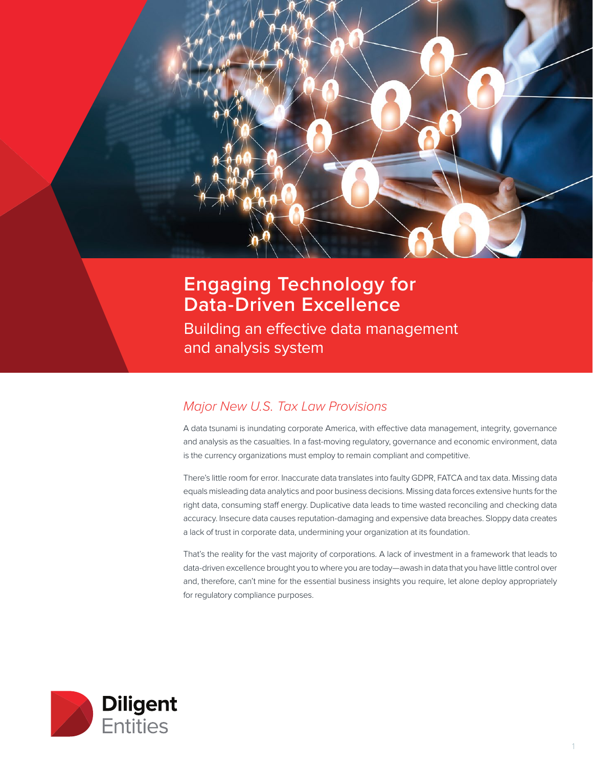# Engaging Technology for Data-Driven Excellence

## Building an effective data management and analysis system

### *Major New U.S. Tax Law Provisions*

A data tsunami is inundating corporate America, with effective data management, integrity, governance and analysis as the casualties. In a fast-moving regulatory, governance and economic environment, data is the currency organizations must employ to remain compliant and competitive.

There's little room for error. Inaccurate data translates into faulty GDPR, FATCA and tax data. Missing data equals misleading data analytics and poor business decisions. Missing data forces extensive hunts for the right data, consuming staff energy. Duplicative data leads to time wasted reconciling and checking data accuracy. Insecure data causes reputation-damaging and expensive data breaches. Sloppy data creates a lack of trust in corporate data, undermining your organization at its foundation.

That's the reality for the vast majority of corporations. A lack of investment in a framework that leads to data-driven excellence brought you to where you are today—awash in data that you have little control over and, therefore, can't mine for the essential business insights you require, let alone deploy appropriately for regulatory compliance purposes.

Diligent Entities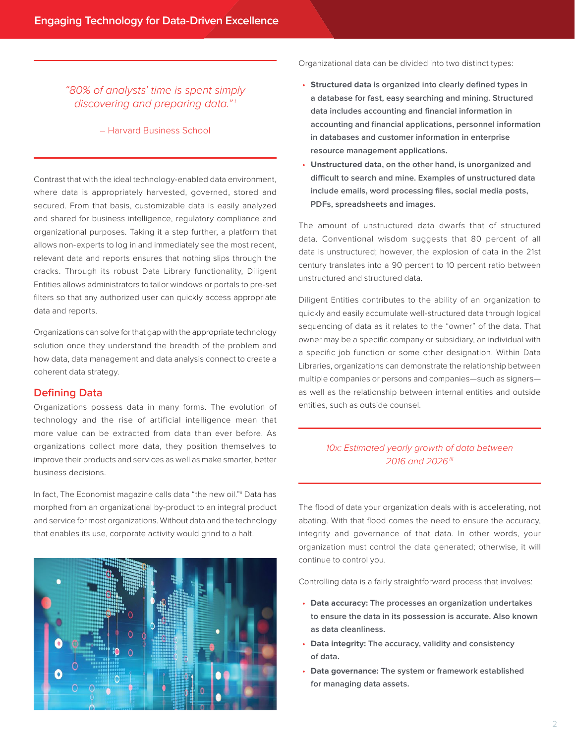> *"80% of analysts' time is spent simply discovering and preparing data."* [i]
>
> – Harvard Business School

Contrast that with the ideal technology-enabled data environment, where data is appropriately harvested, governed, stored and secured. From that basis, customizable data is easily analyzed and shared for business intelligence, regulatory compliance and organizational purposes. Taking it a step further, a platform that allows non-experts to log in and immediately see the most recent, relevant data and reports ensures that nothing slips through the cracks. Through its robust Data Library functionality, Diligent Entities allows administrators to tailor windows or portals to pre-set filters so that any authorized user can quickly access appropriate data and reports.

Organizations can solve for that gap with the appropriate technology solution once they understand the breadth of the problem and how data, data management and data analysis connect to create a coherent data strategy.

## Defining Data

Organizations possess data in many forms. The evolution of technology and the rise of artificial intelligence mean that more value can be extracted from data than ever before. As organizations collect more data, they position themselves to improve their products and services as well as make smarter, better business decisions.

In fact, The Economist magazine calls data "the new oil."[ii] Data has morphed from an organizational by-product to an integral product and service for most organizations. Without data and the technology that enables its use, corporate activity would grind to a halt.

Organizational data can be divided into two distinct types:

- **Structured data is organized into clearly defined types in a database for fast, easy searching and mining. Structured data includes accounting and financial information in accounting and financial applications, personnel information in databases and customer information in enterprise resource management applications.**
- **Unstructured data, on the other hand, is unorganized and difficult to search and mine. Examples of unstructured data include emails, word processing files, social media posts, PDFs, spreadsheets and images.**

The amount of unstructured data dwarfs that of structured data. Conventional wisdom suggests that 80 percent of all data is unstructured; however, the explosion of data in the 21st century translates into a 90 percent to 10 percent ratio between unstructured and structured data.

Diligent Entities contributes to the ability of an organization to quickly and easily accumulate well-structured data through logical sequencing of data as it relates to the "owner" of the data. That owner may be a specific company or subsidiary, an individual with a specific job function or some other designation. Within Data Libraries, organizations can demonstrate the relationship between multiple companies or persons and companies—such as signers—as well as the relationship between internal entities and outside entities, such as outside counsel.

> *10x: Estimated yearly growth of data between 2016 and 2026* [iii]

The flood of data your organization deals with is accelerating, not abating. With that flood comes the need to ensure the accuracy, integrity and governance of that data. In other words, your organization must control the data generated; otherwise, it will continue to control you.

Controlling data is a fairly straightforward process that involves:

- **Data accuracy: The processes an organization undertakes to ensure the data in its possession is accurate. Also known as data cleanliness.**
- **Data integrity: The accuracy, validity and consistency of data.**
- **Data governance: The system or framework established for managing data assets.**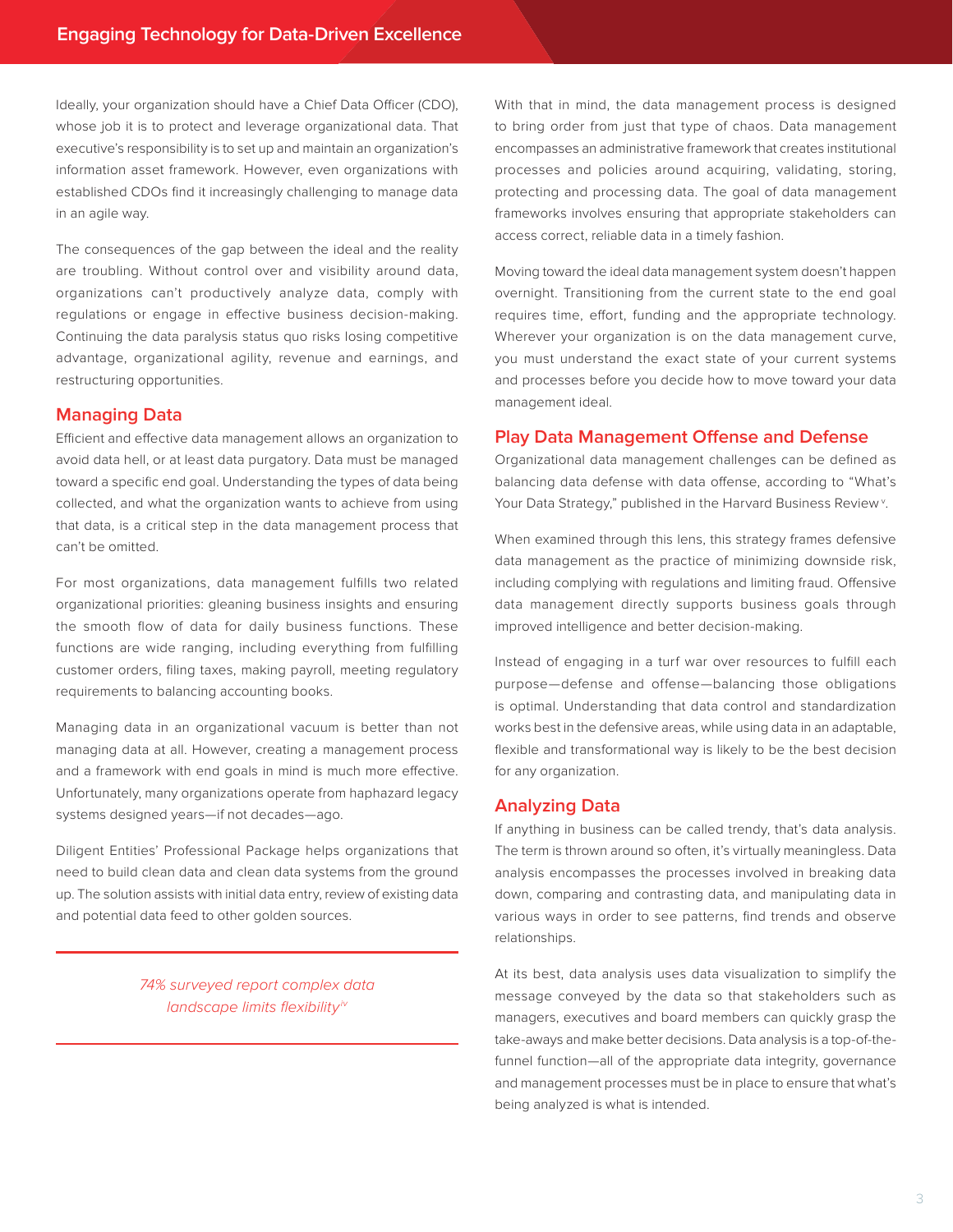Ideally, your organization should have a Chief Data Officer (CDO), whose job it is to protect and leverage organizational data. That executive's responsibility is to set up and maintain an organization's information asset framework. However, even organizations with established CDOs find it increasingly challenging to manage data in an agile way.

The consequences of the gap between the ideal and the reality are troubling. Without control over and visibility around data, organizations can't productively analyze data, comply with regulations or engage in effective business decision-making. Continuing the data paralysis status quo risks losing competitive advantage, organizational agility, revenue and earnings, and restructuring opportunities.

## Managing Data

Efficient and effective data management allows an organization to avoid data hell, or at least data purgatory. Data must be managed toward a specific end goal. Understanding the types of data being collected, and what the organization wants to achieve from using that data, is a critical step in the data management process that can't be omitted.

For most organizations, data management fulfills two related organizational priorities: gleaning business insights and ensuring the smooth flow of data for daily business functions. These functions are wide ranging, including everything from fulfilling customer orders, filing taxes, making payroll, meeting regulatory requirements to balancing accounting books.

Managing data in an organizational vacuum is better than not managing data at all. However, creating a management process and a framework with end goals in mind is much more effective. Unfortunately, many organizations operate from haphazard legacy systems designed years—if not decades—ago.

Diligent Entities' Professional Package helps organizations that need to build clean data and clean data systems from the ground up. The solution assists with initial data entry, review of existing data and potential data feed to other golden sources.

*74% surveyed report complex data landscape limits flexibility[iv]*

With that in mind, the data management process is designed to bring order from just that type of chaos. Data management encompasses an administrative framework that creates institutional processes and policies around acquiring, validating, storing, protecting and processing data. The goal of data management frameworks involves ensuring that appropriate stakeholders can access correct, reliable data in a timely fashion.

Moving toward the ideal data management system doesn't happen overnight. Transitioning from the current state to the end goal requires time, effort, funding and the appropriate technology. Wherever your organization is on the data management curve, you must understand the exact state of your current systems and processes before you decide how to move toward your data management ideal.

## Play Data Management Offense and Defense

Organizational data management challenges can be defined as balancing data defense with data offense, according to "What's Your Data Strategy," published in the Harvard Business Review[v].

When examined through this lens, this strategy frames defensive data management as the practice of minimizing downside risk, including complying with regulations and limiting fraud. Offensive data management directly supports business goals through improved intelligence and better decision-making.

Instead of engaging in a turf war over resources to fulfill each purpose—defense and offense—balancing those obligations is optimal. Understanding that data control and standardization works best in the defensive areas, while using data in an adaptable, flexible and transformational way is likely to be the best decision for any organization.

## Analyzing Data

If anything in business can be called trendy, that's data analysis. The term is thrown around so often, it's virtually meaningless. Data analysis encompasses the processes involved in breaking data down, comparing and contrasting data, and manipulating data in various ways in order to see patterns, find trends and observe relationships.

At its best, data analysis uses data visualization to simplify the message conveyed by the data so that stakeholders such as managers, executives and board members can quickly grasp the take-aways and make better decisions. Data analysis is a top-of-the-funnel function—all of the appropriate data integrity, governance and management processes must be in place to ensure that what's being analyzed is what is intended.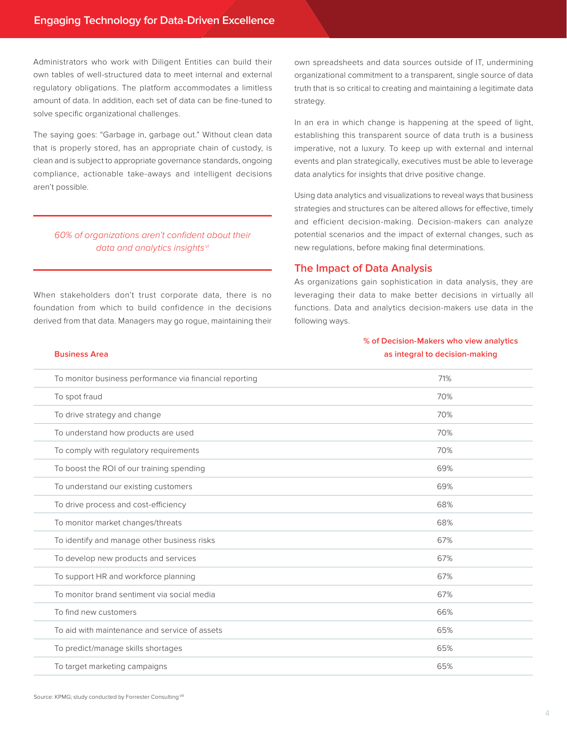## Engaging Technology for Data-Driven Excellence

Administrators who work with Diligent Entities can build their own tables of well-structured data to meet internal and external regulatory obligations. The platform accommodates a limitless amount of data. In addition, each set of data can be fine-tuned to solve specific organizational challenges.

The saying goes: "Garbage in, garbage out." Without clean data that is properly stored, has an appropriate chain of custody, is clean and is subject to appropriate governance standards, ongoing compliance, actionable take-aways and intelligent decisions aren't possible.

> *60% of organizations aren't confident about their data and analytics insights*[vi]

When stakeholders don't trust corporate data, there is no foundation from which to build confidence in the decisions derived from that data. Managers may go rogue, maintaining their own spreadsheets and data sources outside of IT, undermining organizational commitment to a transparent, single source of data truth that is so critical to creating and maintaining a legitimate data strategy.

In an era in which change is happening at the speed of light, establishing this transparent source of data truth is a business imperative, not a luxury. To keep up with external and internal events and plan strategically, executives must be able to leverage data analytics for insights that drive positive change.

Using data analytics and visualizations to reveal ways that business strategies and structures can be altered allows for effective, timely and efficient decision-making. Decision-makers can analyze potential scenarios and the impact of external changes, such as new regulations, before making final determinations.

### The Impact of Data Analysis

As organizations gain sophistication in data analysis, they are leveraging their data to make better decisions in virtually all functions. Data and analytics decision-makers use data in the following ways.

| Business Area | % of Decision-Makers who view analytics as integral to decision-making |
|---|---|
| To monitor business performance via financial reporting | 71% |
| To spot fraud | 70% |
| To drive strategy and change | 70% |
| To understand how products are used | 70% |
| To comply with regulatory requirements | 70% |
| To boost the ROI of our training spending | 69% |
| To understand our existing customers | 69% |
| To drive process and cost-efficiency | 68% |
| To monitor market changes/threats | 68% |
| To identify and manage other business risks | 67% |
| To develop new products and services | 67% |
| To support HR and workforce planning | 67% |
| To monitor brand sentiment via social media | 67% |
| To find new customers | 66% |
| To aid with maintenance and service of assets | 65% |
| To predict/manage skills shortages | 65% |
| To target marketing campaigns | 65% |

Source: KPMG; study conducted by Forrester Consulting[vii]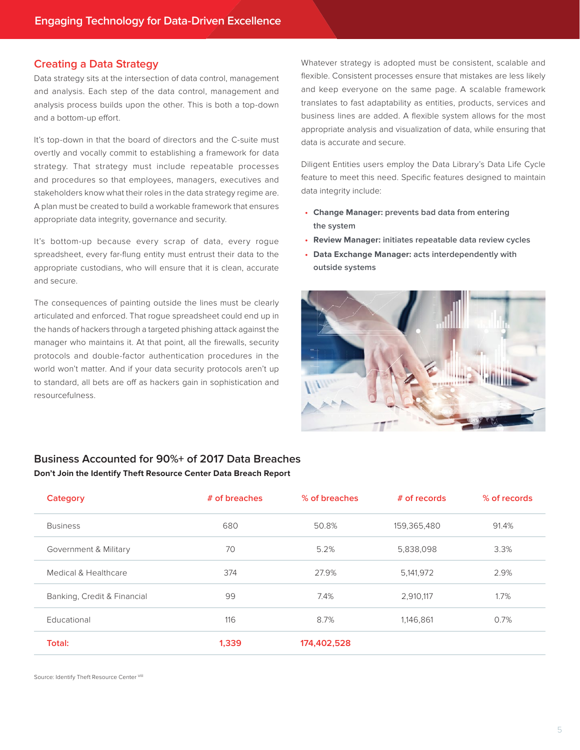## Creating a Data Strategy

Data strategy sits at the intersection of data control, management and analysis. Each step of the data control, management and analysis process builds upon the other. This is both a top-down and a bottom-up effort.

It's top-down in that the board of directors and the C-suite must overtly and vocally commit to establishing a framework for data strategy. That strategy must include repeatable processes and procedures so that employees, managers, executives and stakeholders know what their roles in the data strategy regime are. A plan must be created to build a workable framework that ensures appropriate data integrity, governance and security.

It's bottom-up because every scrap of data, every rogue spreadsheet, every far-flung entity must entrust their data to the appropriate custodians, who will ensure that it is clean, accurate and secure.

The consequences of painting outside the lines must be clearly articulated and enforced. That rogue spreadsheet could end up in the hands of hackers through a targeted phishing attack against the manager who maintains it. At that point, all the firewalls, security protocols and double-factor authentication procedures in the world won't matter. And if your data security protocols aren't up to standard, all bets are off as hackers gain in sophistication and resourcefulness.

Whatever strategy is adopted must be consistent, scalable and flexible. Consistent processes ensure that mistakes are less likely and keep everyone on the same page. A scalable framework translates to fast adaptability as entities, products, services and business lines are added. A flexible system allows for the most appropriate analysis and visualization of data, while ensuring that data is accurate and secure.

Diligent Entities users employ the Data Library's Data Life Cycle feature to meet this need. Specific features designed to maintain data integrity include:

- **Change Manager:** prevents bad data from entering the system
- **Review Manager:** initiates repeatable data review cycles
- **Data Exchange Manager:** acts interdependently with outside systems

### Business Accounted for 90%+ of 2017 Data Breaches

**Don't Join the Identify Theft Resource Center Data Breach Report**

| Category | # of breaches | % of breaches | # of records | % of records |
|---|---|---|---|---|
| Business | 680 | 50.8% | 159,365,480 | 91.4% |
| Government & Military | 70 | 5.2% | 5,838,098 | 3.3% |
| Medical & Healthcare | 374 | 27.9% | 5,141,972 | 2.9% |
| Banking, Credit & Financial | 99 | 7.4% | 2,910,117 | 1.7% |
| Educational | 116 | 8.7% | 1,146,861 | 0.7% |
| **Total:** | **1,339** | **174,402,528** | | |

Source: Identify Theft Resource Center [viii]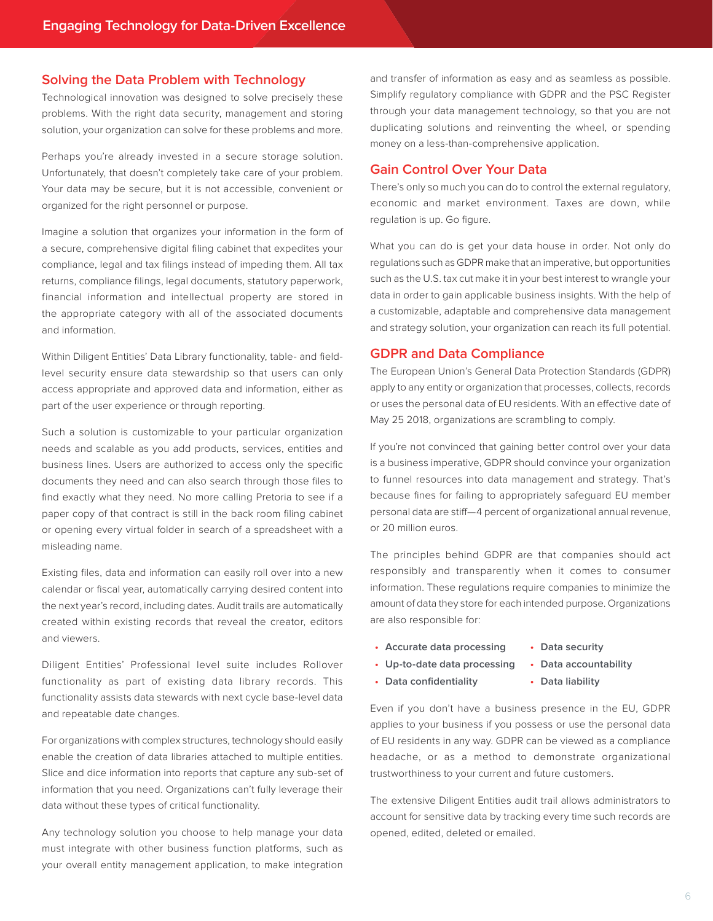## Solving the Data Problem with Technology

Technological innovation was designed to solve precisely these problems. With the right data security, management and storing solution, your organization can solve for these problems and more.

Perhaps you're already invested in a secure storage solution. Unfortunately, that doesn't completely take care of your problem. Your data may be secure, but it is not accessible, convenient or organized for the right personnel or purpose.

Imagine a solution that organizes your information in the form of a secure, comprehensive digital filing cabinet that expedites your compliance, legal and tax filings instead of impeding them. All tax returns, compliance filings, legal documents, statutory paperwork, financial information and intellectual property are stored in the appropriate category with all of the associated documents and information.

Within Diligent Entities' Data Library functionality, table- and field-level security ensure data stewardship so that users can only access appropriate and approved data and information, either as part of the user experience or through reporting.

Such a solution is customizable to your particular organization needs and scalable as you add products, services, entities and business lines. Users are authorized to access only the specific documents they need and can also search through those files to find exactly what they need. No more calling Pretoria to see if a paper copy of that contract is still in the back room filing cabinet or opening every virtual folder in search of a spreadsheet with a misleading name.

Existing files, data and information can easily roll over into a new calendar or fiscal year, automatically carrying desired content into the next year's record, including dates. Audit trails are automatically created within existing records that reveal the creator, editors and viewers.

Diligent Entities' Professional level suite includes Rollover functionality as part of existing data library records. This functionality assists data stewards with next cycle base-level data and repeatable date changes.

For organizations with complex structures, technology should easily enable the creation of data libraries attached to multiple entities. Slice and dice information into reports that capture any sub-set of information that you need. Organizations can't fully leverage their data without these types of critical functionality.

Any technology solution you choose to help manage your data must integrate with other business function platforms, such as your overall entity management application, to make integration and transfer of information as easy and as seamless as possible. Simplify regulatory compliance with GDPR and the PSC Register through your data management technology, so that you are not duplicating solutions and reinventing the wheel, or spending money on a less-than-comprehensive application.

## Gain Control Over Your Data

There's only so much you can do to control the external regulatory, economic and market environment. Taxes are down, while regulation is up. Go figure.

What you can do is get your data house in order. Not only do regulations such as GDPR make that an imperative, but opportunities such as the U.S. tax cut make it in your best interest to wrangle your data in order to gain applicable business insights. With the help of a customizable, adaptable and comprehensive data management and strategy solution, your organization can reach its full potential.

## GDPR and Data Compliance

The European Union's General Data Protection Standards (GDPR) apply to any entity or organization that processes, collects, records or uses the personal data of EU residents. With an effective date of May 25 2018, organizations are scrambling to comply.

If you're not convinced that gaining better control over your data is a business imperative, GDPR should convince your organization to funnel resources into data management and strategy. That's because fines for failing to appropriately safeguard EU member personal data are stiff—4 percent of organizational annual revenue, or 20 million euros.

The principles behind GDPR are that companies should act responsibly and transparently when it comes to consumer information. These regulations require companies to minimize the amount of data they store for each intended purpose. Organizations are also responsible for:

- **Accurate data processing**
- **Up-to-date data processing**
- **Data confidentiality**
- **Data security**
- **Data accountability**
- **Data liability**

Even if you don't have a business presence in the EU, GDPR applies to your business if you possess or use the personal data of EU residents in any way. GDPR can be viewed as a compliance headache, or as a method to demonstrate organizational trustworthiness to your current and future customers.

The extensive Diligent Entities audit trail allows administrators to account for sensitive data by tracking every time such records are opened, edited, deleted or emailed.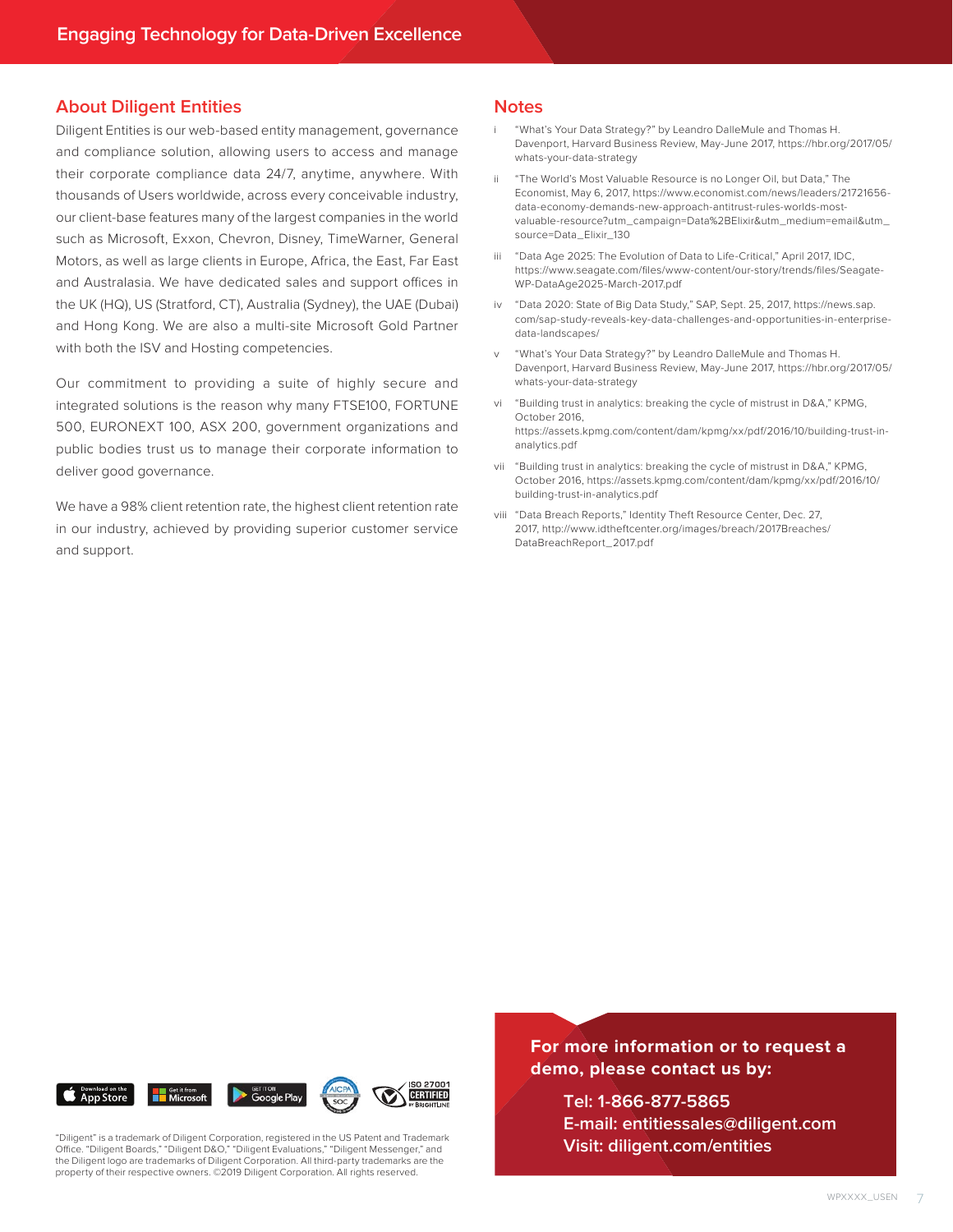## About Diligent Entities

Diligent Entities is our web-based entity management, governance and compliance solution, allowing users to access and manage their corporate compliance data 24/7, anytime, anywhere. With thousands of Users worldwide, across every conceivable industry, our client-base features many of the largest companies in the world such as Microsoft, Exxon, Chevron, Disney, TimeWarner, General Motors, as well as large clients in Europe, Africa, the East, Far East and Australasia. We have dedicated sales and support offices in the UK (HQ), US (Stratford, CT), Australia (Sydney), the UAE (Dubai) and Hong Kong. We are also a multi-site Microsoft Gold Partner with both the ISV and Hosting competencies.

Our commitment to providing a suite of highly secure and integrated solutions is the reason why many FTSE100, FORTUNE 500, EURONEXT 100, ASX 200, government organizations and public bodies trust us to manage their corporate information to deliver good governance.

We have a 98% client retention rate, the highest client retention rate in our industry, achieved by providing superior customer service and support.

## Notes

i "What's Your Data Strategy?" by Leandro DalleMule and Thomas H. Davenport, Harvard Business Review, May-June 2017, https://hbr.org/2017/05/whats-your-data-strategy

ii "The World's Most Valuable Resource is no Longer Oil, but Data," The Economist, May 6, 2017, https://www.economist.com/news/leaders/21721656-data-economy-demands-new-approach-antitrust-rules-worlds-most-valuable-resource?utm_campaign=Data%2BElixir&utm_medium=email&utm_source=Data_Elixir_130

iii "Data Age 2025: The Evolution of Data to Life-Critical," April 2017, IDC, https://www.seagate.com/files/www-content/our-story/trends/files/Seagate-WP-DataAge2025-March-2017.pdf

iv "Data 2020: State of Big Data Study," SAP, Sept. 25, 2017, https://news.sap.com/sap-study-reveals-key-data-challenges-and-opportunities-in-enterprise-data-landscapes/

v "What's Your Data Strategy?" by Leandro DalleMule and Thomas H. Davenport, Harvard Business Review, May-June 2017, https://hbr.org/2017/05/whats-your-data-strategy

vi "Building trust in analytics: breaking the cycle of mistrust in D&A," KPMG, October 2016, https://assets.kpmg.com/content/dam/kpmg/xx/pdf/2016/10/building-trust-in-analytics.pdf

vii "Building trust in analytics: breaking the cycle of mistrust in D&A," KPMG, October 2016, https://assets.kpmg.com/content/dam/kpmg/xx/pdf/2016/10/building-trust-in-analytics.pdf

viii "Data Breach Reports," Identity Theft Resource Center, Dec. 27, 2017, http://www.idtheftcenter.org/images/breach/2017Breaches/DataBreachReport_2017.pdf

"Diligent" is a trademark of Diligent Corporation, registered in the US Patent and Trademark Office. "Diligent Boards," "Diligent D&O," "Diligent Evaluations," "Diligent Messenger," and the Diligent logo are trademarks of Diligent Corporation. All third-party trademarks are the property of their respective owners. ©2019 Diligent Corporation. All rights reserved.

**For more information or to request a demo, please contact us by:**

**Tel: 1-866-877-5865**
**E-mail: entitiessales@diligent.com**
**Visit: diligent.com/entities**

WPXXXX_USEN